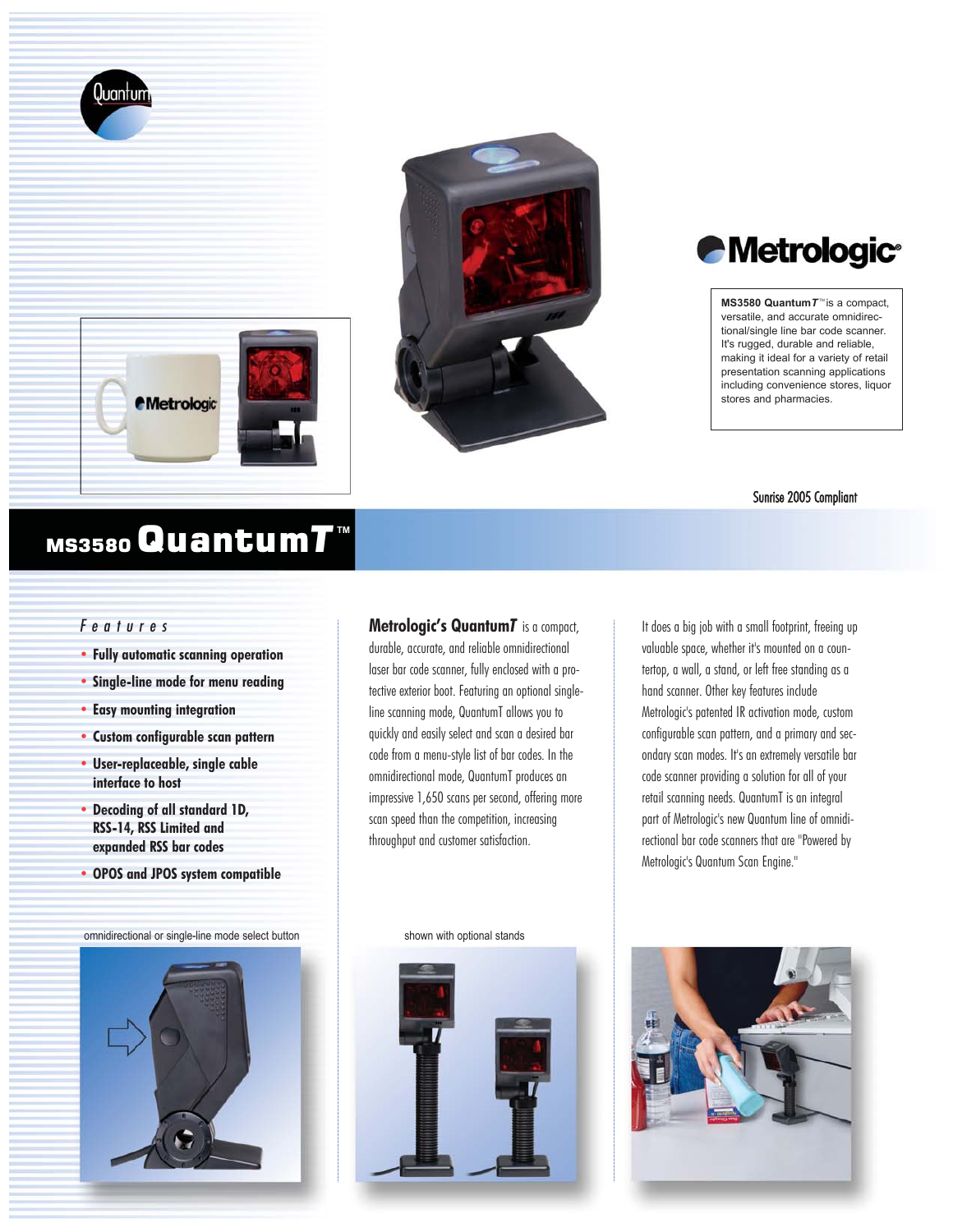Quantum

Metrologic

**MS3580 Quantum*T***™ is a compact, versatile, and accurate omnidirectional/single line bar code scanner. It's rugged, durable and reliable, making it ideal for a variety of retail presentation scanning applications including convenience stores, liquor stores and pharmacies.

Sunrise 2005 Compliant

# MS3580 Quantum*T*™

## Features

- **Fully automatic scanning operation**
- **Single-line mode for menu reading**
- **Easy mounting integration**
- **Custom configurable scan pattern**
- **User-replaceable, single cable interface to host**
- **Decoding of all standard 1D, RSS-14, RSS Limited and expanded RSS bar codes**
- **OPOS and JPOS system compatible**

**Metrologic's Quantum*T*** is a compact, durable, accurate, and reliable omnidirectional laser bar code scanner, fully enclosed with a protective exterior boot. Featuring an optional single-line scanning mode, QuantumT allows you to quickly and easily select and scan a desired bar code from a menu-style list of bar codes. In the omnidirectional mode, QuantumT produces an impressive 1,650 scans per second, offering more scan speed than the competition, increasing throughput and customer satisfaction.

It does a big job with a small footprint, freeing up valuable space, whether it's mounted on a countertop, a wall, a stand, or left free standing as a hand scanner. Other key features include Metrologic's patented IR activation mode, custom configurable scan pattern, and a primary and secondary scan modes. It's an extremely versatile bar code scanner providing a solution for all of your retail scanning needs. QuantumT is an integral part of Metrologic's new Quantum line of omnidirectional bar code scanners that are "Powered by Metrologic's Quantum Scan Engine."

omnidirectional or single-line mode select button

shown with optional stands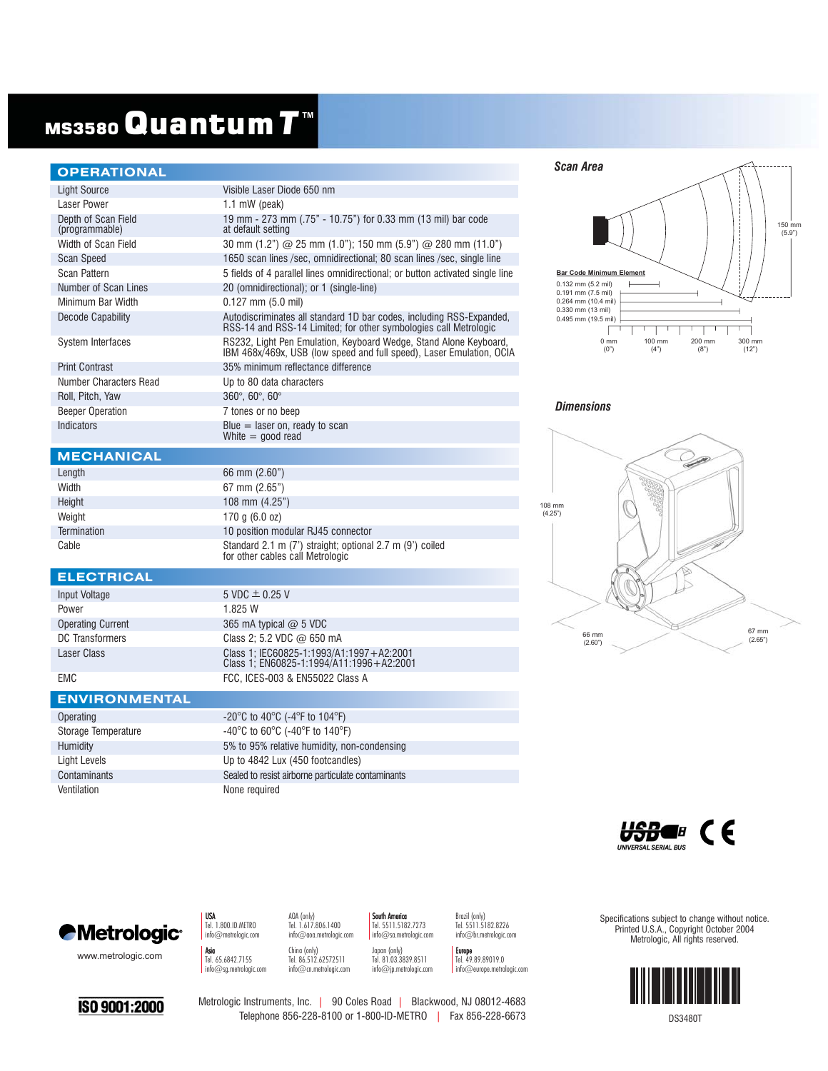# MS3580 Quantum T™

## OPERATIONAL

| | |
|---|---|
| Light Source | Visible Laser Diode 650 nm |
| Laser Power | 1.1 mW (peak) |
| Depth of Scan Field (programmable) | 19 mm - 273 mm (.75" - 10.75") for 0.33 mm (13 mil) bar code at default setting |
| Width of Scan Field | 30 mm (1.2") @ 25 mm (1.0"); 150 mm (5.9") @ 280 mm (11.0") |
| Scan Speed | 1650 scan lines /sec, omnidirectional; 80 scan lines /sec, single line |
| Scan Pattern | 5 fields of 4 parallel lines omnidirectional; or button activated single line |
| Number of Scan Lines | 20 (omnidirectional); or 1 (single-line) |
| Minimum Bar Width | 0.127 mm (5.0 mil) |
| Decode Capability | Autodiscriminates all standard 1D bar codes, including RSS-Expanded, RSS-14 and RSS-14 Limited; for other symbologies call Metrologic |
| System Interfaces | RS232, Light Pen Emulation, Keyboard Wedge, Stand Alone Keyboard, IBM 468x/469x, USB (low speed and full speed), Laser Emulation, OCIA |
| Print Contrast | 35% minimum reflectance difference |
| Number Characters Read | Up to 80 data characters |
| Roll, Pitch, Yaw | 360°, 60°, 60° |
| Beeper Operation | 7 tones or no beep |
| Indicators | Blue = laser on, ready to scan<br>White = good read |

## MECHANICAL

| | |
|---|---|
| Length | 66 mm (2.60") |
| Width | 67 mm (2.65") |
| Height | 108 mm (4.25") |
| Weight | 170 g (6.0 oz) |
| Termination | 10 position modular RJ45 connector |
| Cable | Standard 2.1 m (7') straight; optional 2.7 m (9') coiled for other cables call Metrologic |

## ELECTRICAL

| | |
|---|---|
| Input Voltage | 5 VDC ± 0.25 V |
| Power | 1.825 W |
| Operating Current | 365 mA typical @ 5 VDC |
| DC Transformers | Class 2; 5.2 VDC @ 650 mA |
| Laser Class | Class 1; IEC60825-1:1993/A1:1997+A2:2001<br>Class 1; EN60825-1:1994/A11:1996+A2:2001 |
| EMC | FCC, ICES-003 & EN55022 Class A |

## ENVIRONMENTAL

| | |
|---|---|
| Operating | -20°C to 40°C (-4°F to 104°F) |
| Storage Temperature | -40°C to 60°C (-40°F to 140°F) |
| Humidity | 5% to 95% relative humidity, non-condensing |
| Light Levels | Up to 4842 Lux (450 footcandles) |
| Contaminants | Sealed to resist airborne particulate contaminants |
| Ventilation | None required |

### Scan Area

150 mm
(5.9")

Bar Code Minimum Element
0.132 mm (5.2 mil)
0.191 mm (7.5 mil)
0.264 mm (10.4 mil)
0.330 mm (13 mil)
0.495 mm (19.5 mil)

0 mm (0")
100 mm (4")
200 mm (8")
300 mm (12")

### Dimensions

108 mm
(4.25")

66 mm
(2.60")

67 mm
(2.65")

USB UNIVERSAL SERIAL BUS
CE

Metrologic®
www.metrologic.com

**USA**
Tel. 1.800.ID.METRO
info@metrologic.com

AOA (only)
Tel. 1.617.806.1400
info@aoa.metrologic.com

**South America**
Tel. 5511.5182.7273
info@sa.metrologic.com

Brazil (only)
Tel. 5511.5182.8226
info@br.metrologic.com

**Asia**
Tel. 65.6842.7155
info@sg.metrologic.com

China (only)
Tel. 86.512.62572511
info@cn.metrologic.com

Japan (only)
Tel. 81.03.3839.8511
info@jp.metrologic.com

**Europe**
Tel. 49.89.89019.0
info@europe.metrologic.com

Specifications subject to change without notice.
Printed U.S.A., Copyright October 2004
Metrologic, All rights reserved.

ISO 9001:2000

Metrologic Instruments, Inc. | 90 Coles Road | Blackwood, NJ 08012-4683
Telephone 856-228-8100 or 1-800-ID-METRO | Fax 856-228-6673

DS3480T